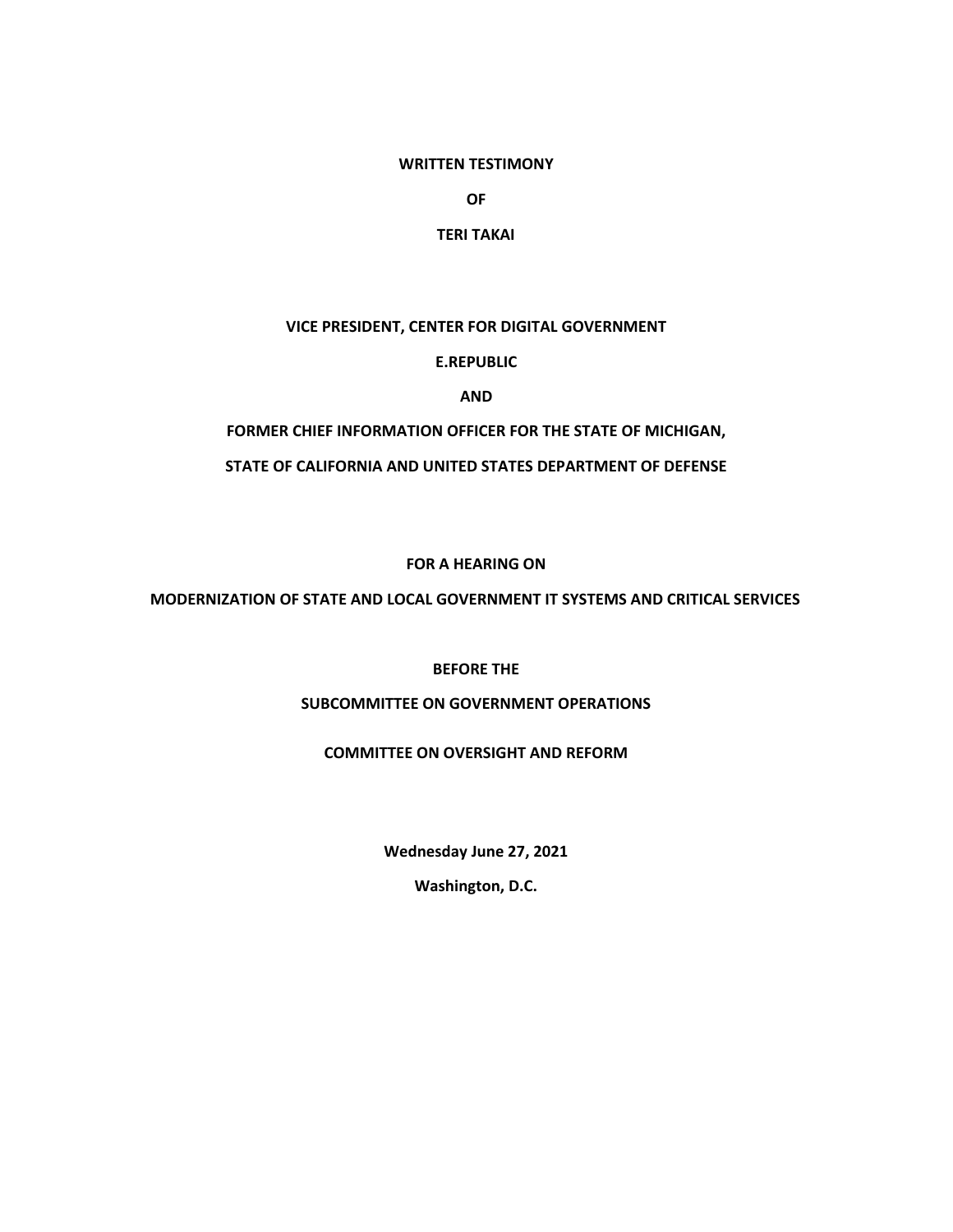**WRITTEN TESTIMONY**

**OF**

**TERI TAKAI**

**VICE PRESIDENT, CENTER FOR DIGITAL GOVERNMENT**

**E.REPUBLIC**

**AND**

**FORMER CHIEF INFORMATION OFFICER FOR THE STATE OF MICHIGAN,**

**STATE OF CALIFORNIA AND UNITED STATES DEPARTMENT OF DEFENSE**

**FOR A HEARING ON**

**MODERNIZATION OF STATE AND LOCAL GOVERNMENT IT SYSTEMS AND CRITICAL SERVICES**

**BEFORE THE**

**SUBCOMMITTEE ON GOVERNMENT OPERATIONS**

**COMMITTEE ON OVERSIGHT AND REFORM**

**Wednesday June 27, 2021**

**Washington, D.C.**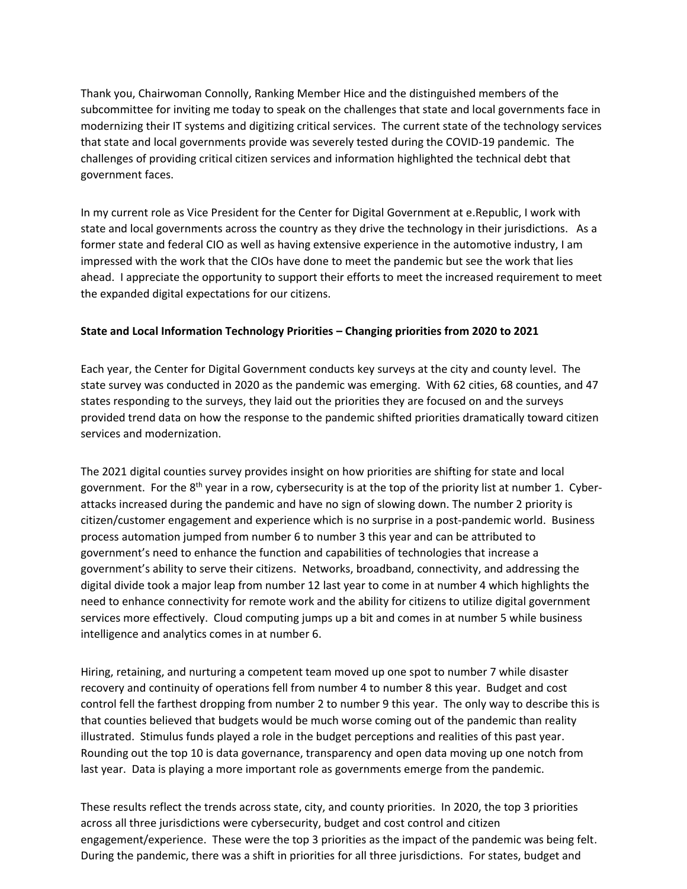Thank you, Chairwoman Connolly, Ranking Member Hice and the distinguished members of the subcommittee for inviting me today to speak on the challenges that state and local governments face in modernizing their IT systems and digitizing critical services. The current state of the technology services that state and local governments provide was severely tested during the COVID-19 pandemic. The challenges of providing critical citizen services and information highlighted the technical debt that government faces.

In my current role as Vice President for the Center for Digital Government at e.Republic, I work with state and local governments across the country as they drive the technology in their jurisdictions. As a former state and federal CIO as well as having extensive experience in the automotive industry, I am impressed with the work that the CIOs have done to meet the pandemic but see the work that lies ahead. I appreciate the opportunity to support their efforts to meet the increased requirement to meet the expanded digital expectations for our citizens.

**State and Local Information Technology Priorities – Changing priorities from 2020 to 2021**

Each year, the Center for Digital Government conducts key surveys at the city and county level. The state survey was conducted in 2020 as the pandemic was emerging. With 62 cities, 68 counties, and 47 states responding to the surveys, they laid out the priorities they are focused on and the surveys provided trend data on how the response to the pandemic shifted priorities dramatically toward citizen services and modernization.

The 2021 digital counties survey provides insight on how priorities are shifting for state and local government. For the 8th year in a row, cybersecurity is at the top of the priority list at number 1. Cyber-attacks increased during the pandemic and have no sign of slowing down. The number 2 priority is citizen/customer engagement and experience which is no surprise in a post-pandemic world. Business process automation jumped from number 6 to number 3 this year and can be attributed to government's need to enhance the function and capabilities of technologies that increase a government's ability to serve their citizens. Networks, broadband, connectivity, and addressing the digital divide took a major leap from number 12 last year to come in at number 4 which highlights the need to enhance connectivity for remote work and the ability for citizens to utilize digital government services more effectively. Cloud computing jumps up a bit and comes in at number 5 while business intelligence and analytics comes in at number 6.

Hiring, retaining, and nurturing a competent team moved up one spot to number 7 while disaster recovery and continuity of operations fell from number 4 to number 8 this year. Budget and cost control fell the farthest dropping from number 2 to number 9 this year. The only way to describe this is that counties believed that budgets would be much worse coming out of the pandemic than reality illustrated. Stimulus funds played a role in the budget perceptions and realities of this past year. Rounding out the top 10 is data governance, transparency and open data moving up one notch from last year. Data is playing a more important role as governments emerge from the pandemic.

These results reflect the trends across state, city, and county priorities. In 2020, the top 3 priorities across all three jurisdictions were cybersecurity, budget and cost control and citizen engagement/experience. These were the top 3 priorities as the impact of the pandemic was being felt. During the pandemic, there was a shift in priorities for all three jurisdictions. For states, budget and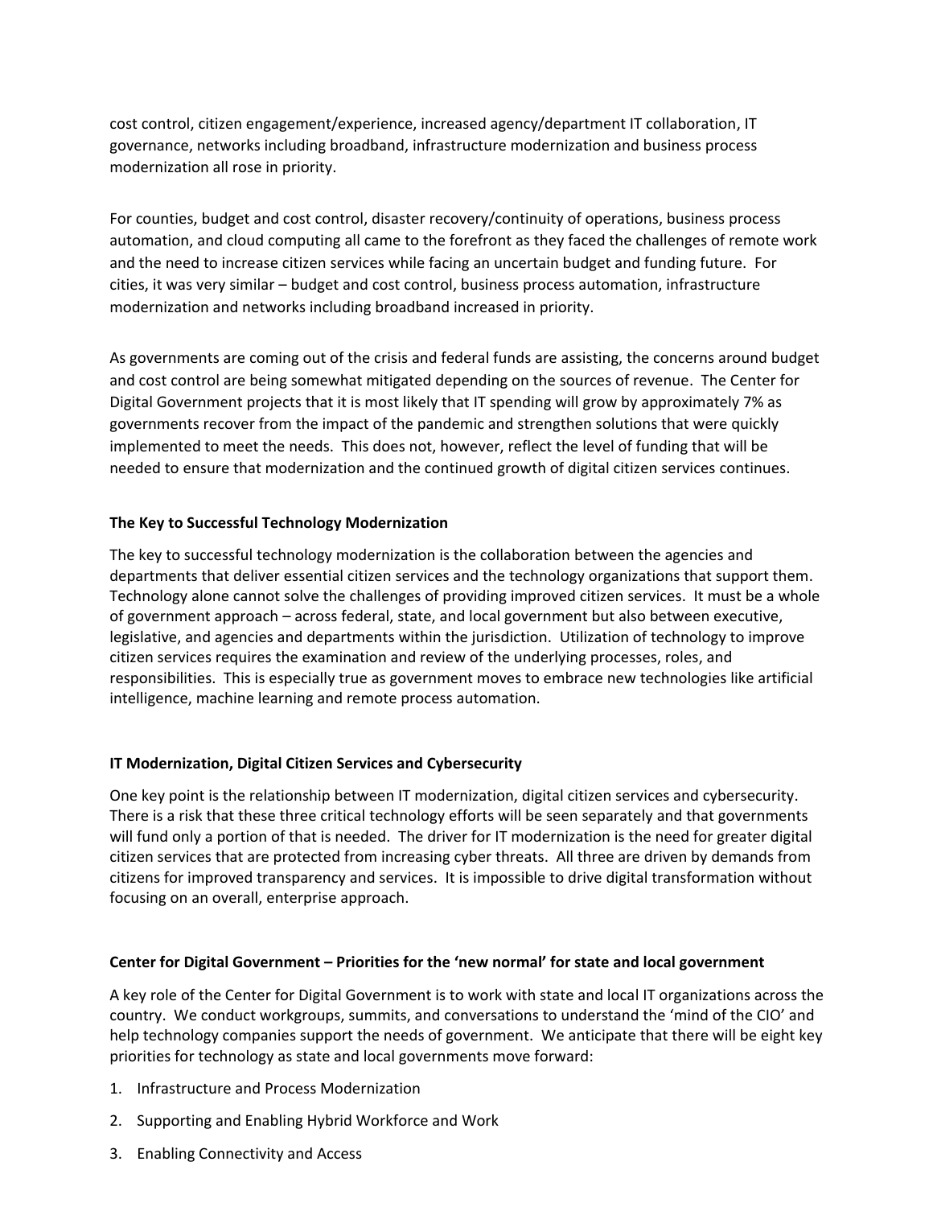cost control, citizen engagement/experience, increased agency/department IT collaboration, IT governance, networks including broadband, infrastructure modernization and business process modernization all rose in priority.

For counties, budget and cost control, disaster recovery/continuity of operations, business process automation, and cloud computing all came to the forefront as they faced the challenges of remote work and the need to increase citizen services while facing an uncertain budget and funding future. For cities, it was very similar – budget and cost control, business process automation, infrastructure modernization and networks including broadband increased in priority.

As governments are coming out of the crisis and federal funds are assisting, the concerns around budget and cost control are being somewhat mitigated depending on the sources of revenue. The Center for Digital Government projects that it is most likely that IT spending will grow by approximately 7% as governments recover from the impact of the pandemic and strengthen solutions that were quickly implemented to meet the needs. This does not, however, reflect the level of funding that will be needed to ensure that modernization and the continued growth of digital citizen services continues.

**The Key to Successful Technology Modernization**

The key to successful technology modernization is the collaboration between the agencies and departments that deliver essential citizen services and the technology organizations that support them. Technology alone cannot solve the challenges of providing improved citizen services. It must be a whole of government approach – across federal, state, and local government but also between executive, legislative, and agencies and departments within the jurisdiction. Utilization of technology to improve citizen services requires the examination and review of the underlying processes, roles, and responsibilities. This is especially true as government moves to embrace new technologies like artificial intelligence, machine learning and remote process automation.

**IT Modernization, Digital Citizen Services and Cybersecurity**

One key point is the relationship between IT modernization, digital citizen services and cybersecurity. There is a risk that these three critical technology efforts will be seen separately and that governments will fund only a portion of that is needed. The driver for IT modernization is the need for greater digital citizen services that are protected from increasing cyber threats. All three are driven by demands from citizens for improved transparency and services. It is impossible to drive digital transformation without focusing on an overall, enterprise approach.

**Center for Digital Government – Priorities for the 'new normal' for state and local government**

A key role of the Center for Digital Government is to work with state and local IT organizations across the country. We conduct workgroups, summits, and conversations to understand the 'mind of the CIO' and help technology companies support the needs of government. We anticipate that there will be eight key priorities for technology as state and local governments move forward:

1. Infrastructure and Process Modernization
2. Supporting and Enabling Hybrid Workforce and Work
3. Enabling Connectivity and Access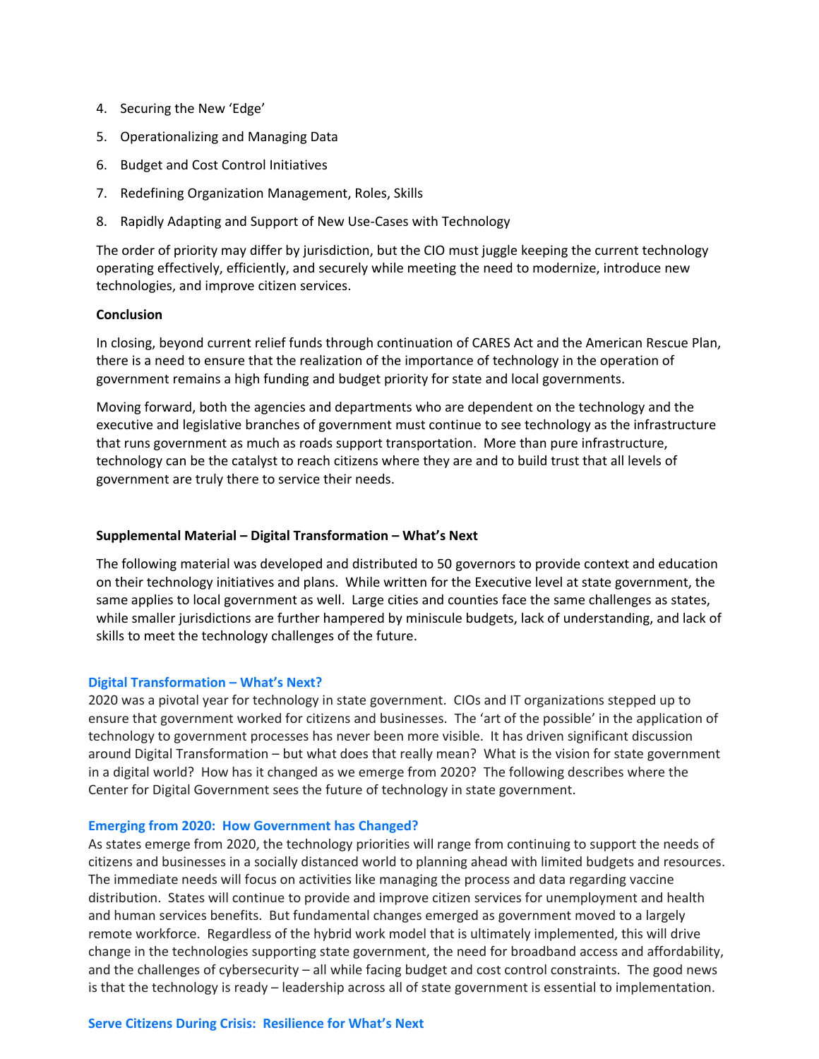4. Securing the New 'Edge'
5. Operationalizing and Managing Data
6. Budget and Cost Control Initiatives
7. Redefining Organization Management, Roles, Skills
8. Rapidly Adapting and Support of New Use-Cases with Technology

The order of priority may differ by jurisdiction, but the CIO must juggle keeping the current technology operating effectively, efficiently, and securely while meeting the need to modernize, introduce new technologies, and improve citizen services.

**Conclusion**

In closing, beyond current relief funds through continuation of CARES Act and the American Rescue Plan, there is a need to ensure that the realization of the importance of technology in the operation of government remains a high funding and budget priority for state and local governments.

Moving forward, both the agencies and departments who are dependent on the technology and the executive and legislative branches of government must continue to see technology as the infrastructure that runs government as much as roads support transportation. More than pure infrastructure, technology can be the catalyst to reach citizens where they are and to build trust that all levels of government are truly there to service their needs.

**Supplemental Material – Digital Transformation – What's Next**

The following material was developed and distributed to 50 governors to provide context and education on their technology initiatives and plans. While written for the Executive level at state government, the same applies to local government as well. Large cities and counties face the same challenges as states, while smaller jurisdictions are further hampered by miniscule budgets, lack of understanding, and lack of skills to meet the technology challenges of the future.

## Digital Transformation – What's Next?

2020 was a pivotal year for technology in state government. CIOs and IT organizations stepped up to ensure that government worked for citizens and businesses. The 'art of the possible' in the application of technology to government processes has never been more visible. It has driven significant discussion around Digital Transformation – but what does that really mean? What is the vision for state government in a digital world? How has it changed as we emerge from 2020? The following describes where the Center for Digital Government sees the future of technology in state government.

## Emerging from 2020: How Government has Changed?

As states emerge from 2020, the technology priorities will range from continuing to support the needs of citizens and businesses in a socially distanced world to planning ahead with limited budgets and resources. The immediate needs will focus on activities like managing the process and data regarding vaccine distribution. States will continue to provide and improve citizen services for unemployment and health and human services benefits. But fundamental changes emerged as government moved to a largely remote workforce. Regardless of the hybrid work model that is ultimately implemented, this will drive change in the technologies supporting state government, the need for broadband access and affordability, and the challenges of cybersecurity – all while facing budget and cost control constraints. The good news is that the technology is ready – leadership across all of state government is essential to implementation.

## Serve Citizens During Crisis: Resilience for What's Next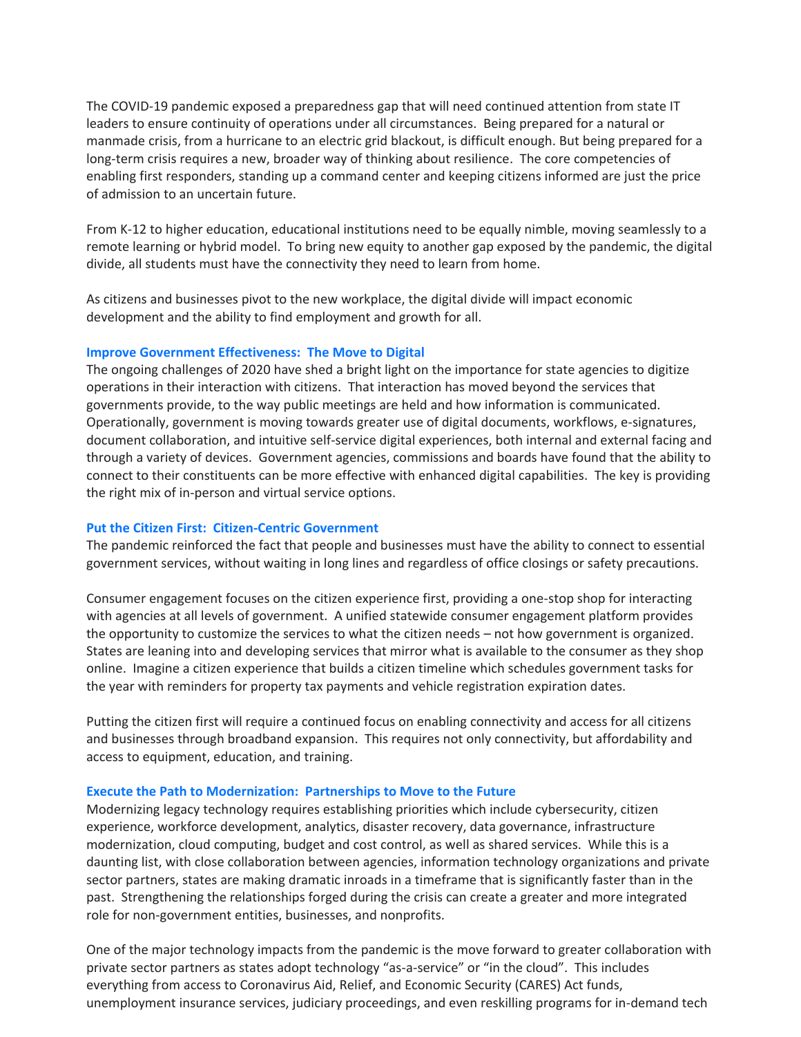The COVID-19 pandemic exposed a preparedness gap that will need continued attention from state IT leaders to ensure continuity of operations under all circumstances. Being prepared for a natural or manmade crisis, from a hurricane to an electric grid blackout, is difficult enough. But being prepared for a long-term crisis requires a new, broader way of thinking about resilience. The core competencies of enabling first responders, standing up a command center and keeping citizens informed are just the price of admission to an uncertain future.

From K-12 to higher education, educational institutions need to be equally nimble, moving seamlessly to a remote learning or hybrid model. To bring new equity to another gap exposed by the pandemic, the digital divide, all students must have the connectivity they need to learn from home.

As citizens and businesses pivot to the new workplace, the digital divide will impact economic development and the ability to find employment and growth for all.

### Improve Government Effectiveness: The Move to Digital

The ongoing challenges of 2020 have shed a bright light on the importance for state agencies to digitize operations in their interaction with citizens. That interaction has moved beyond the services that governments provide, to the way public meetings are held and how information is communicated. Operationally, government is moving towards greater use of digital documents, workflows, e-signatures, document collaboration, and intuitive self-service digital experiences, both internal and external facing and through a variety of devices. Government agencies, commissions and boards have found that the ability to connect to their constituents can be more effective with enhanced digital capabilities. The key is providing the right mix of in-person and virtual service options.

### Put the Citizen First: Citizen-Centric Government

The pandemic reinforced the fact that people and businesses must have the ability to connect to essential government services, without waiting in long lines and regardless of office closings or safety precautions.

Consumer engagement focuses on the citizen experience first, providing a one-stop shop for interacting with agencies at all levels of government. A unified statewide consumer engagement platform provides the opportunity to customize the services to what the citizen needs – not how government is organized. States are leaning into and developing services that mirror what is available to the consumer as they shop online. Imagine a citizen experience that builds a citizen timeline which schedules government tasks for the year with reminders for property tax payments and vehicle registration expiration dates.

Putting the citizen first will require a continued focus on enabling connectivity and access for all citizens and businesses through broadband expansion. This requires not only connectivity, but affordability and access to equipment, education, and training.

### Execute the Path to Modernization: Partnerships to Move to the Future

Modernizing legacy technology requires establishing priorities which include cybersecurity, citizen experience, workforce development, analytics, disaster recovery, data governance, infrastructure modernization, cloud computing, budget and cost control, as well as shared services. While this is a daunting list, with close collaboration between agencies, information technology organizations and private sector partners, states are making dramatic inroads in a timeframe that is significantly faster than in the past. Strengthening the relationships forged during the crisis can create a greater and more integrated role for non-government entities, businesses, and nonprofits.

One of the major technology impacts from the pandemic is the move forward to greater collaboration with private sector partners as states adopt technology "as-a-service" or "in the cloud". This includes everything from access to Coronavirus Aid, Relief, and Economic Security (CARES) Act funds, unemployment insurance services, judiciary proceedings, and even reskilling programs for in-demand tech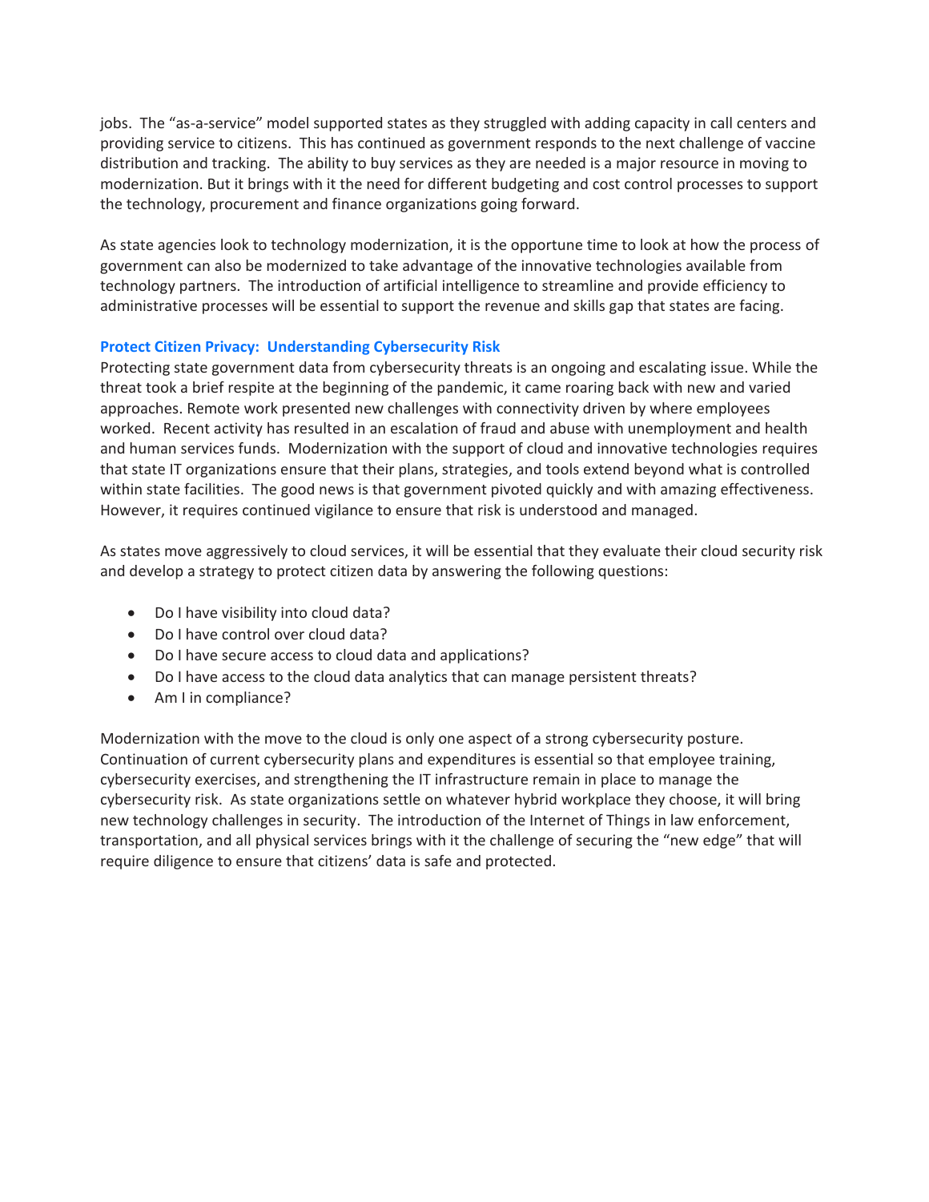jobs. The "as-a-service" model supported states as they struggled with adding capacity in call centers and providing service to citizens. This has continued as government responds to the next challenge of vaccine distribution and tracking. The ability to buy services as they are needed is a major resource in moving to modernization. But it brings with it the need for different budgeting and cost control processes to support the technology, procurement and finance organizations going forward.

As state agencies look to technology modernization, it is the opportune time to look at how the process of government can also be modernized to take advantage of the innovative technologies available from technology partners. The introduction of artificial intelligence to streamline and provide efficiency to administrative processes will be essential to support the revenue and skills gap that states are facing.

### Protect Citizen Privacy: Understanding Cybersecurity Risk

Protecting state government data from cybersecurity threats is an ongoing and escalating issue. While the threat took a brief respite at the beginning of the pandemic, it came roaring back with new and varied approaches. Remote work presented new challenges with connectivity driven by where employees worked. Recent activity has resulted in an escalation of fraud and abuse with unemployment and health and human services funds. Modernization with the support of cloud and innovative technologies requires that state IT organizations ensure that their plans, strategies, and tools extend beyond what is controlled within state facilities. The good news is that government pivoted quickly and with amazing effectiveness. However, it requires continued vigilance to ensure that risk is understood and managed.

As states move aggressively to cloud services, it will be essential that they evaluate their cloud security risk and develop a strategy to protect citizen data by answering the following questions:

- Do I have visibility into cloud data?
- Do I have control over cloud data?
- Do I have secure access to cloud data and applications?
- Do I have access to the cloud data analytics that can manage persistent threats?
- Am I in compliance?

Modernization with the move to the cloud is only one aspect of a strong cybersecurity posture. Continuation of current cybersecurity plans and expenditures is essential so that employee training, cybersecurity exercises, and strengthening the IT infrastructure remain in place to manage the cybersecurity risk. As state organizations settle on whatever hybrid workplace they choose, it will bring new technology challenges in security. The introduction of the Internet of Things in law enforcement, transportation, and all physical services brings with it the challenge of securing the "new edge" that will require diligence to ensure that citizens' data is safe and protected.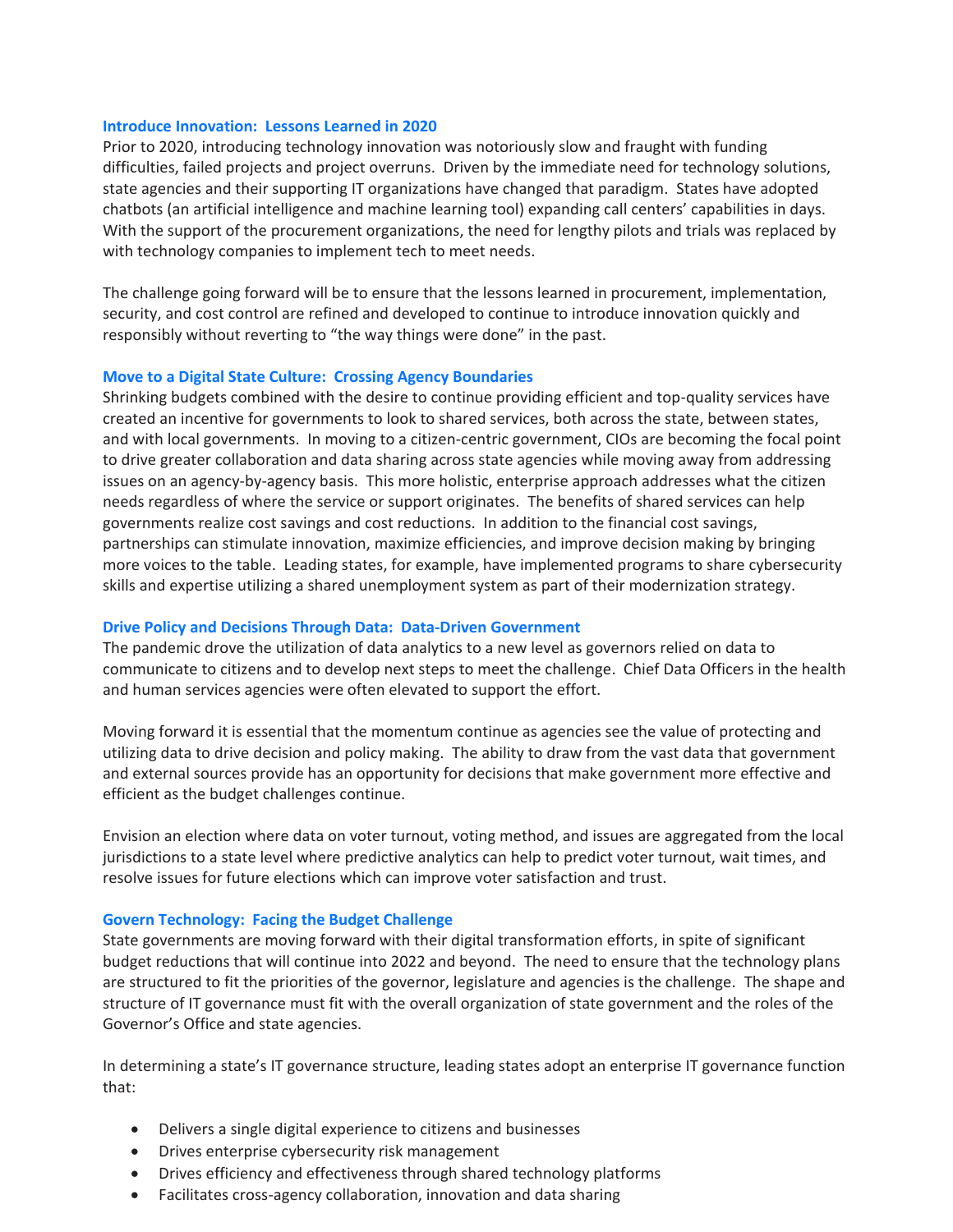### Introduce Innovation: Lessons Learned in 2020

Prior to 2020, introducing technology innovation was notoriously slow and fraught with funding difficulties, failed projects and project overruns. Driven by the immediate need for technology solutions, state agencies and their supporting IT organizations have changed that paradigm. States have adopted chatbots (an artificial intelligence and machine learning tool) expanding call centers' capabilities in days. With the support of the procurement organizations, the need for lengthy pilots and trials was replaced by with technology companies to implement tech to meet needs.

The challenge going forward will be to ensure that the lessons learned in procurement, implementation, security, and cost control are refined and developed to continue to introduce innovation quickly and responsibly without reverting to "the way things were done" in the past.

### Move to a Digital State Culture: Crossing Agency Boundaries

Shrinking budgets combined with the desire to continue providing efficient and top-quality services have created an incentive for governments to look to shared services, both across the state, between states, and with local governments. In moving to a citizen-centric government, CIOs are becoming the focal point to drive greater collaboration and data sharing across state agencies while moving away from addressing issues on an agency-by-agency basis. This more holistic, enterprise approach addresses what the citizen needs regardless of where the service or support originates. The benefits of shared services can help governments realize cost savings and cost reductions. In addition to the financial cost savings, partnerships can stimulate innovation, maximize efficiencies, and improve decision making by bringing more voices to the table. Leading states, for example, have implemented programs to share cybersecurity skills and expertise utilizing a shared unemployment system as part of their modernization strategy.

### Drive Policy and Decisions Through Data: Data-Driven Government

The pandemic drove the utilization of data analytics to a new level as governors relied on data to communicate to citizens and to develop next steps to meet the challenge. Chief Data Officers in the health and human services agencies were often elevated to support the effort.

Moving forward it is essential that the momentum continue as agencies see the value of protecting and utilizing data to drive decision and policy making. The ability to draw from the vast data that government and external sources provide has an opportunity for decisions that make government more effective and efficient as the budget challenges continue.

Envision an election where data on voter turnout, voting method, and issues are aggregated from the local jurisdictions to a state level where predictive analytics can help to predict voter turnout, wait times, and resolve issues for future elections which can improve voter satisfaction and trust.

### Govern Technology: Facing the Budget Challenge

State governments are moving forward with their digital transformation efforts, in spite of significant budget reductions that will continue into 2022 and beyond. The need to ensure that the technology plans are structured to fit the priorities of the governor, legislature and agencies is the challenge. The shape and structure of IT governance must fit with the overall organization of state government and the roles of the Governor's Office and state agencies.

In determining a state's IT governance structure, leading states adopt an enterprise IT governance function that:

- Delivers a single digital experience to citizens and businesses
- Drives enterprise cybersecurity risk management
- Drives efficiency and effectiveness through shared technology platforms
- Facilitates cross-agency collaboration, innovation and data sharing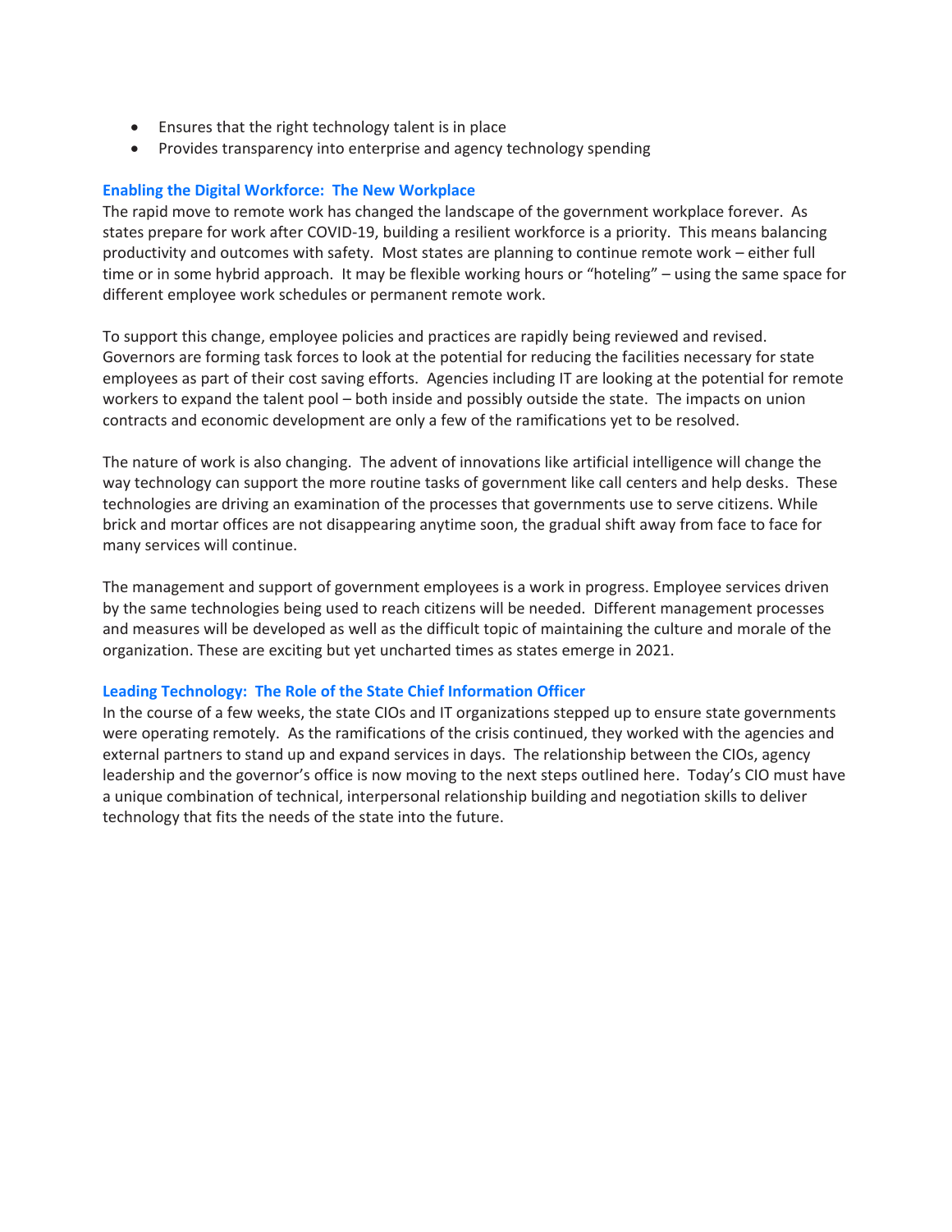- Ensures that the right technology talent is in place
- Provides transparency into enterprise and agency technology spending

### Enabling the Digital Workforce: The New Workplace

The rapid move to remote work has changed the landscape of the government workplace forever. As states prepare for work after COVID-19, building a resilient workforce is a priority. This means balancing productivity and outcomes with safety. Most states are planning to continue remote work – either full time or in some hybrid approach. It may be flexible working hours or "hoteling" – using the same space for different employee work schedules or permanent remote work.

To support this change, employee policies and practices are rapidly being reviewed and revised. Governors are forming task forces to look at the potential for reducing the facilities necessary for state employees as part of their cost saving efforts. Agencies including IT are looking at the potential for remote workers to expand the talent pool – both inside and possibly outside the state. The impacts on union contracts and economic development are only a few of the ramifications yet to be resolved.

The nature of work is also changing. The advent of innovations like artificial intelligence will change the way technology can support the more routine tasks of government like call centers and help desks. These technologies are driving an examination of the processes that governments use to serve citizens. While brick and mortar offices are not disappearing anytime soon, the gradual shift away from face to face for many services will continue.

The management and support of government employees is a work in progress. Employee services driven by the same technologies being used to reach citizens will be needed. Different management processes and measures will be developed as well as the difficult topic of maintaining the culture and morale of the organization. These are exciting but yet uncharted times as states emerge in 2021.

### Leading Technology: The Role of the State Chief Information Officer

In the course of a few weeks, the state CIOs and IT organizations stepped up to ensure state governments were operating remotely. As the ramifications of the crisis continued, they worked with the agencies and external partners to stand up and expand services in days. The relationship between the CIOs, agency leadership and the governor's office is now moving to the next steps outlined here. Today's CIO must have a unique combination of technical, interpersonal relationship building and negotiation skills to deliver technology that fits the needs of the state into the future.